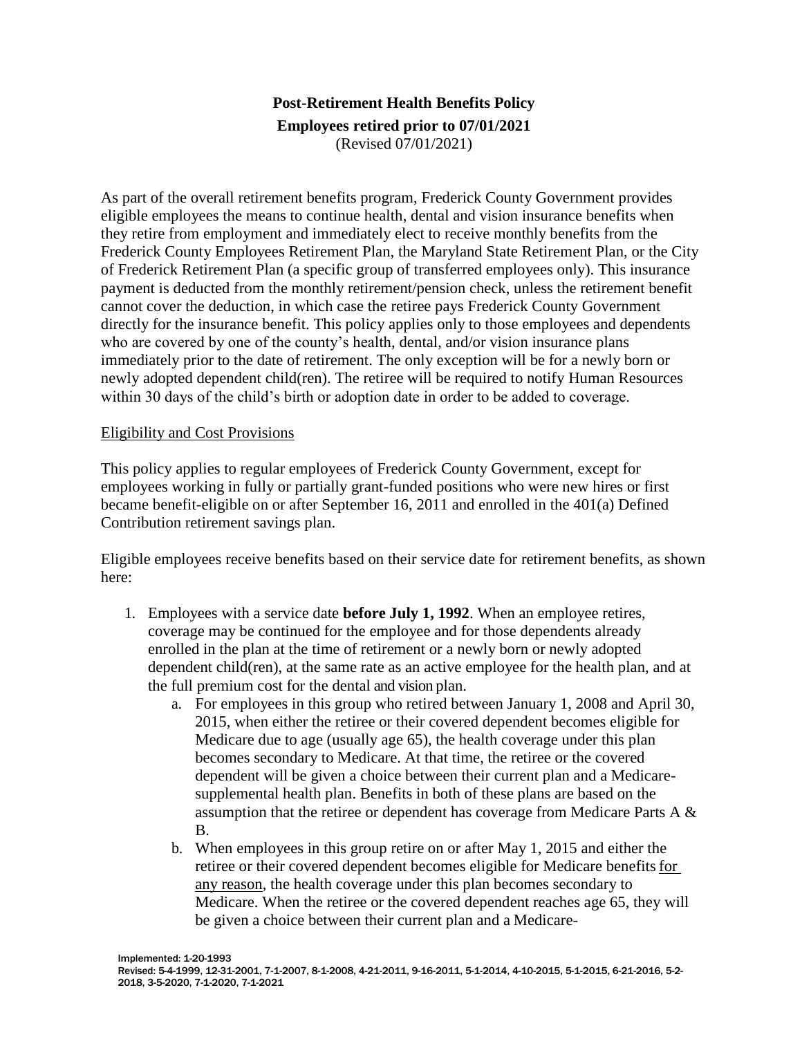# Post-Retirement Health Benefits Policy

**Employees retired prior to 07/01/2021**

(Revised 07/01/2021)

As part of the overall retirement benefits program, Frederick County Government provides eligible employees the means to continue health, dental and vision insurance benefits when they retire from employment and immediately elect to receive monthly benefits from the Frederick County Employees Retirement Plan, the Maryland State Retirement Plan, or the City of Frederick Retirement Plan (a specific group of transferred employees only). This insurance payment is deducted from the monthly retirement/pension check, unless the retirement benefit cannot cover the deduction, in which case the retiree pays Frederick County Government directly for the insurance benefit. This policy applies only to those employees and dependents who are covered by one of the county's health, dental, and/or vision insurance plans immediately prior to the date of retirement. The only exception will be for a newly born or newly adopted dependent child(ren). The retiree will be required to notify Human Resources within 30 days of the child's birth or adoption date in order to be added to coverage.

## Eligibility and Cost Provisions

This policy applies to regular employees of Frederick County Government, except for employees working in fully or partially grant-funded positions who were new hires or first became benefit-eligible on or after September 16, 2011 and enrolled in the 401(a) Defined Contribution retirement savings plan.

Eligible employees receive benefits based on their service date for retirement benefits, as shown here:

1. Employees with a service date **before July 1, 1992**. When an employee retires, coverage may be continued for the employee and for those dependents already enrolled in the plan at the time of retirement or a newly born or newly adopted dependent child(ren), at the same rate as an active employee for the health plan, and at the full premium cost for the dental and vision plan.
   a. For employees in this group who retired between January 1, 2008 and April 30, 2015, when either the retiree or their covered dependent becomes eligible for Medicare due to age (usually age 65), the health coverage under this plan becomes secondary to Medicare. At that time, the retiree or the covered dependent will be given a choice between their current plan and a Medicare-supplemental health plan. Benefits in both of these plans are based on the assumption that the retiree or dependent has coverage from Medicare Parts A & B.
   b. When employees in this group retire on or after May 1, 2015 and either the retiree or their covered dependent becomes eligible for Medicare benefits <u>for any reason</u>, the health coverage under this plan becomes secondary to Medicare. When the retiree or the covered dependent reaches age 65, they will be given a choice between their current plan and a Medicare-

Implemented: 1-20-1993

Revised: 5-4-1999, 12-31-2001, 7-1-2007, 8-1-2008, 4-21-2011, 9-16-2011, 5-1-2014, 4-10-2015, 5-1-2015, 6-21-2016, 5-2-2018, 3-5-2020, 7-1-2020, 7-1-2021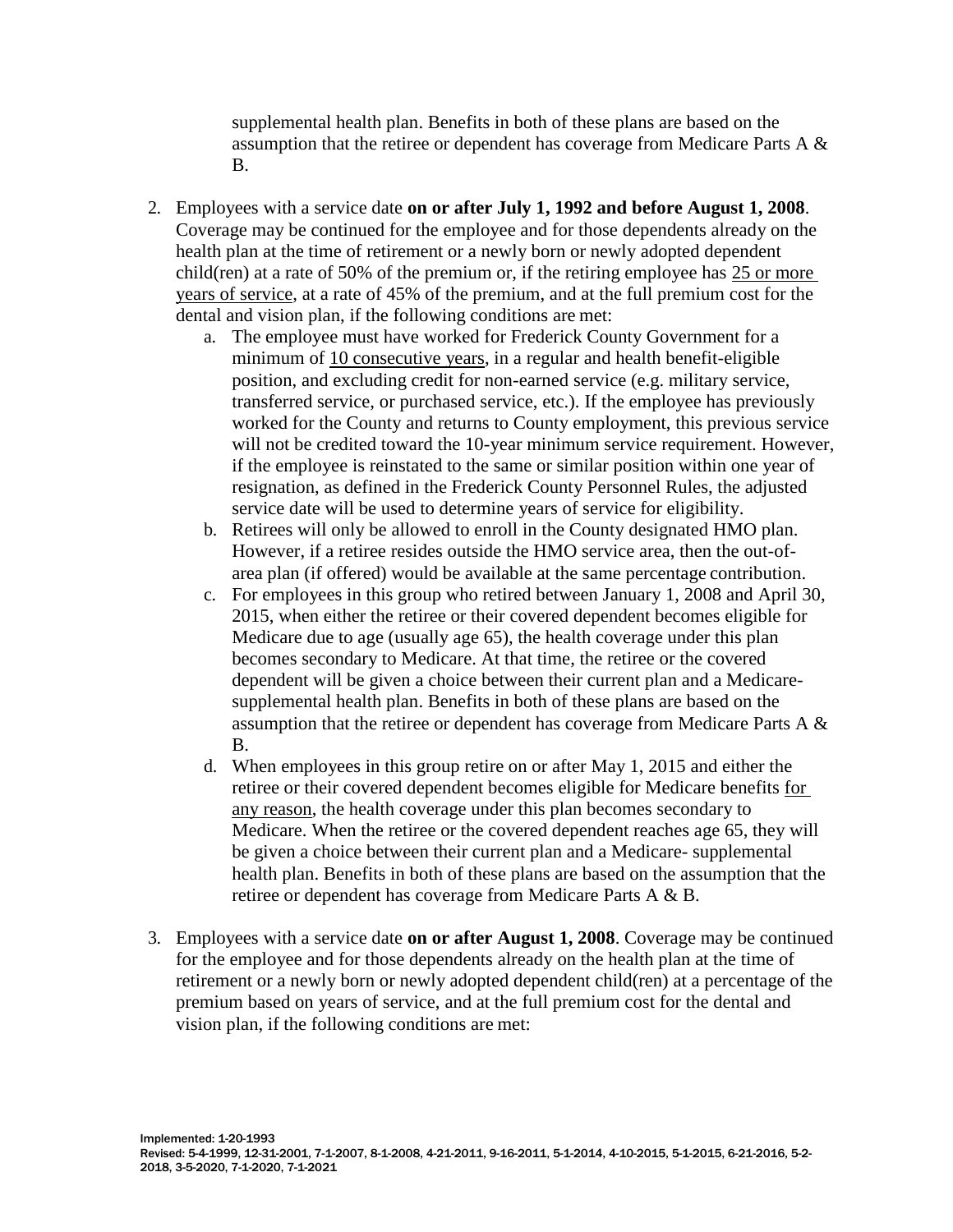supplemental health plan. Benefits in both of these plans are based on the assumption that the retiree or dependent has coverage from Medicare Parts A & B.

2. Employees with a service date **on or after July 1, 1992 and before August 1, 2008**. Coverage may be continued for the employee and for those dependents already on the health plan at the time of retirement or a newly born or newly adopted dependent child(ren) at a rate of 50% of the premium or, if the retiring employee has <u>25 or more years of service</u>, at a rate of 45% of the premium, and at the full premium cost for the dental and vision plan, if the following conditions are met:
   a. The employee must have worked for Frederick County Government for a minimum of <u>10 consecutive years</u>, in a regular and health benefit-eligible position, and excluding credit for non-earned service (e.g. military service, transferred service, or purchased service, etc.). If the employee has previously worked for the County and returns to County employment, this previous service will not be credited toward the 10-year minimum service requirement. However, if the employee is reinstated to the same or similar position within one year of resignation, as defined in the Frederick County Personnel Rules, the adjusted service date will be used to determine years of service for eligibility.
   b. Retirees will only be allowed to enroll in the County designated HMO plan. However, if a retiree resides outside the HMO service area, then the out-of-area plan (if offered) would be available at the same percentage contribution.
   c. For employees in this group who retired between January 1, 2008 and April 30, 2015, when either the retiree or their covered dependent becomes eligible for Medicare due to age (usually age 65), the health coverage under this plan becomes secondary to Medicare. At that time, the retiree or the covered dependent will be given a choice between their current plan and a Medicare-supplemental health plan. Benefits in both of these plans are based on the assumption that the retiree or dependent has coverage from Medicare Parts A & B.
   d. When employees in this group retire on or after May 1, 2015 and either the retiree or their covered dependent becomes eligible for Medicare benefits <u>for any reason</u>, the health coverage under this plan becomes secondary to Medicare. When the retiree or the covered dependent reaches age 65, they will be given a choice between their current plan and a Medicare- supplemental health plan. Benefits in both of these plans are based on the assumption that the retiree or dependent has coverage from Medicare Parts A & B.

3. Employees with a service date **on or after August 1, 2008**. Coverage may be continued for the employee and for those dependents already on the health plan at the time of retirement or a newly born or newly adopted dependent child(ren) at a percentage of the premium based on years of service, and at the full premium cost for the dental and vision plan, if the following conditions are met:

Implemented: 1-20-1993
Revised: 5-4-1999, 12-31-2001, 7-1-2007, 8-1-2008, 4-21-2011, 9-16-2011, 5-1-2014, 4-10-2015, 5-1-2015, 6-21-2016, 5-2-2018, 3-5-2020, 7-1-2020, 7-1-2021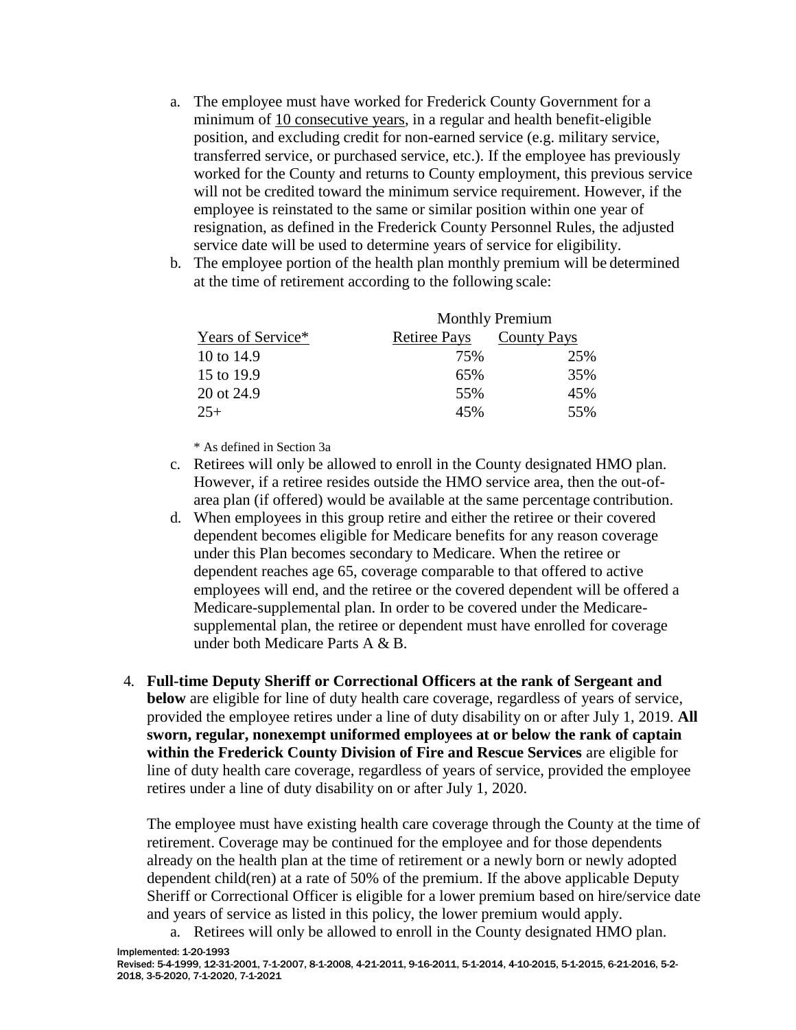a. The employee must have worked for Frederick County Government for a minimum of <u>10 consecutive years</u>, in a regular and health benefit-eligible position, and excluding credit for non-earned service (e.g. military service, transferred service, or purchased service, etc.). If the employee has previously worked for the County and returns to County employment, this previous service will not be credited toward the minimum service requirement. However, if the employee is reinstated to the same or similar position within one year of resignation, as defined in the Frederick County Personnel Rules, the adjusted service date will be used to determine years of service for eligibility.

b. The employee portion of the health plan monthly premium will be determined at the time of retirement according to the following scale:

| | Monthly Premium | |
|---|---|---|
| Years of Service* | Retiree Pays | County Pays |
| 10 to 14.9 | 75% | 25% |
| 15 to 19.9 | 65% | 35% |
| 20 ot 24.9 | 55% | 45% |
| 25+ | 45% | 55% |

\* As defined in Section 3a

c. Retirees will only be allowed to enroll in the County designated HMO plan. However, if a retiree resides outside the HMO service area, then the out-of-area plan (if offered) would be available at the same percentage contribution.

d. When employees in this group retire and either the retiree or their covered dependent becomes eligible for Medicare benefits for any reason coverage under this Plan becomes secondary to Medicare. When the retiree or dependent reaches age 65, coverage comparable to that offered to active employees will end, and the retiree or the covered dependent will be offered a Medicare-supplemental plan. In order to be covered under the Medicare-supplemental plan, the retiree or dependent must have enrolled for coverage under both Medicare Parts A & B.

4. **Full-time Deputy Sheriff or Correctional Officers at the rank of Sergeant and below** are eligible for line of duty health care coverage, regardless of years of service, provided the employee retires under a line of duty disability on or after July 1, 2019. **All sworn, regular, nonexempt uniformed employees at or below the rank of captain within the Frederick County Division of Fire and Rescue Services** are eligible for line of duty health care coverage, regardless of years of service, provided the employee retires under a line of duty disability on or after July 1, 2020.

   The employee must have existing health care coverage through the County at the time of retirement. Coverage may be continued for the employee and for those dependents already on the health plan at the time of retirement or a newly born or newly adopted dependent child(ren) at a rate of 50% of the premium. If the above applicable Deputy Sheriff or Correctional Officer is eligible for a lower premium based on hire/service date and years of service as listed in this policy, the lower premium would apply.

   a. Retirees will only be allowed to enroll in the County designated HMO plan.

Implemented: 1-20-1993
Revised: 5-4-1999, 12-31-2001, 7-1-2007, 8-1-2008, 4-21-2011, 9-16-2011, 5-1-2014, 4-10-2015, 5-1-2015, 6-21-2016, 5-2-2018, 3-5-2020, 7-1-2020, 7-1-2021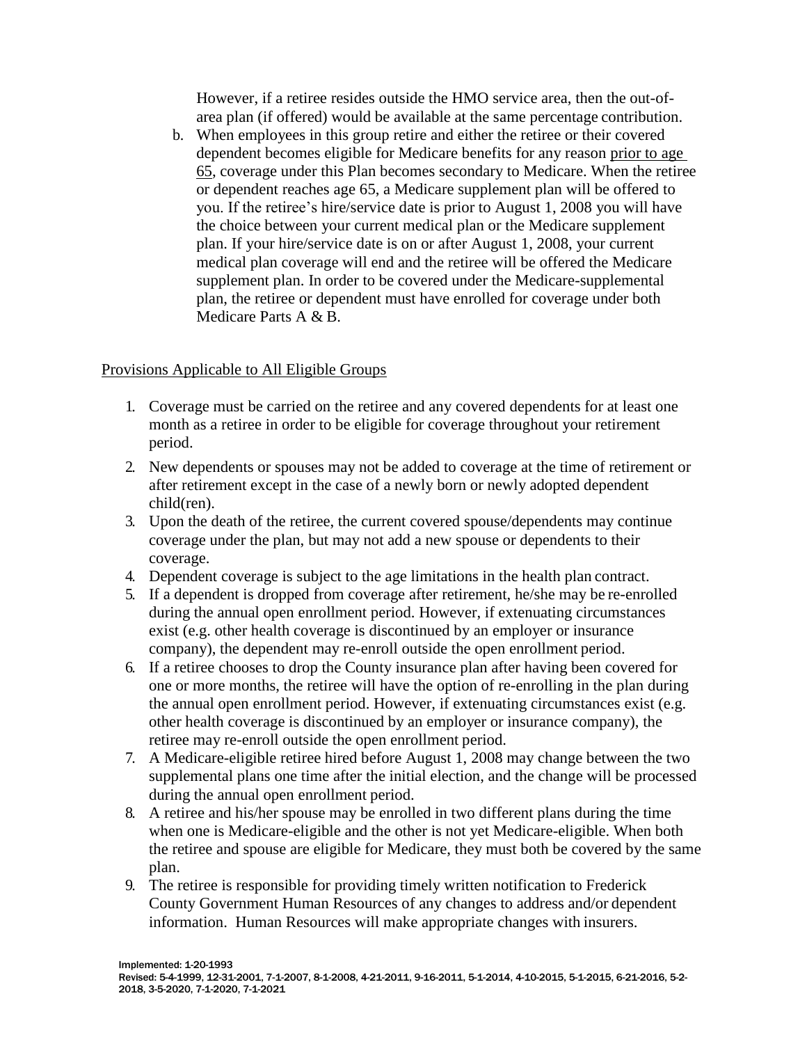However, if a retiree resides outside the HMO service area, then the out-of-area plan (if offered) would be available at the same percentage contribution.

b. When employees in this group retire and either the retiree or their covered dependent becomes eligible for Medicare benefits for any reason prior to age 65, coverage under this Plan becomes secondary to Medicare. When the retiree or dependent reaches age 65, a Medicare supplement plan will be offered to you. If the retiree's hire/service date is prior to August 1, 2008 you will have the choice between your current medical plan or the Medicare supplement plan. If your hire/service date is on or after August 1, 2008, your current medical plan coverage will end and the retiree will be offered the Medicare supplement plan. In order to be covered under the Medicare-supplemental plan, the retiree or dependent must have enrolled for coverage under both Medicare Parts A & B.

Provisions Applicable to All Eligible Groups

1. Coverage must be carried on the retiree and any covered dependents for at least one month as a retiree in order to be eligible for coverage throughout your retirement period.
2. New dependents or spouses may not be added to coverage at the time of retirement or after retirement except in the case of a newly born or newly adopted dependent child(ren).
3. Upon the death of the retiree, the current covered spouse/dependents may continue coverage under the plan, but may not add a new spouse or dependents to their coverage.
4. Dependent coverage is subject to the age limitations in the health plan contract.
5. If a dependent is dropped from coverage after retirement, he/she may be re-enrolled during the annual open enrollment period. However, if extenuating circumstances exist (e.g. other health coverage is discontinued by an employer or insurance company), the dependent may re-enroll outside the open enrollment period.
6. If a retiree chooses to drop the County insurance plan after having been covered for one or more months, the retiree will have the option of re-enrolling in the plan during the annual open enrollment period. However, if extenuating circumstances exist (e.g. other health coverage is discontinued by an employer or insurance company), the retiree may re-enroll outside the open enrollment period.
7. A Medicare-eligible retiree hired before August 1, 2008 may change between the two supplemental plans one time after the initial election, and the change will be processed during the annual open enrollment period.
8. A retiree and his/her spouse may be enrolled in two different plans during the time when one is Medicare-eligible and the other is not yet Medicare-eligible. When both the retiree and spouse are eligible for Medicare, they must both be covered by the same plan.
9. The retiree is responsible for providing timely written notification to Frederick County Government Human Resources of any changes to address and/or dependent information. Human Resources will make appropriate changes with insurers.